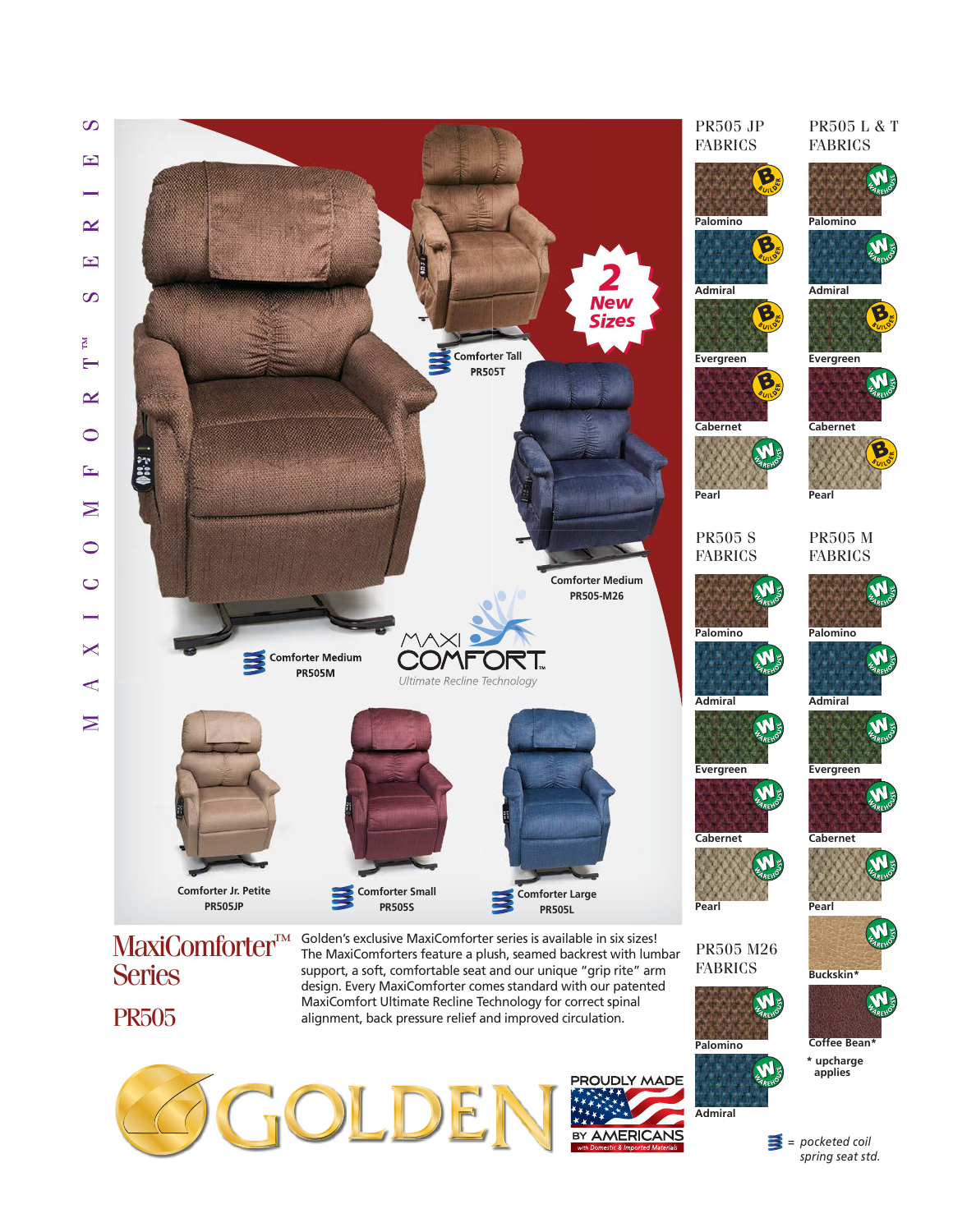# MAXICOMFORT™ SERIES

2 New Sizes

Comforter Tall
PR505T

Comforter Medium
PR505-M26

Comforter Medium
PR505M

MAXI COMFORT™
*Ultimate Recline Technology*

Comforter Jr. Petite
PR505JP

Comforter Small
PR505S

Comforter Large
PR505L

## MaxiComforter™ Series

## PR505

Golden's exclusive MaxiComforter series is available in six sizes! The MaxiComforters feature a plush, seamed backrest with lumbar support, a soft, comfortable seat and our unique "grip rite" arm design. Every MaxiComforter comes standard with our patented MaxiComfort Ultimate Recline Technology for correct spinal alignment, back pressure relief and improved circulation.

### PR505 JP FABRICS

| Fabric | Program |
| --- | --- |
| Palomino | Builder |
| Admiral | Builder |
| Evergreen | Builder |
| Cabernet | Builder |
| Pearl | Warehouse |

### PR505 L & T FABRICS

| Fabric | Program |
| --- | --- |
| Palomino | Warehouse |
| Admiral | Warehouse |
| Evergreen | Builder |
| Cabernet | Warehouse |
| Pearl | Builder |

### PR505 S FABRICS

| Fabric | Program |
| --- | --- |
| Palomino | Warehouse |
| Admiral | Warehouse |
| Evergreen | Warehouse |
| Cabernet | Warehouse |
| Pearl | Warehouse |

### PR505 M FABRICS

| Fabric | Program |
| --- | --- |
| Palomino | Warehouse |
| Admiral | Warehouse |
| Evergreen | Warehouse |
| Cabernet | Warehouse |
| Pearl | Warehouse |
| Buckskin* | Warehouse |
| Coffee Bean* | Warehouse |

\* upcharge applies

### PR505 M26 FABRICS

| Fabric | Program |
| --- | --- |
| Palomino | Warehouse |
| Admiral | Warehouse |

*= pocketed coil spring seat std.*

GOLDEN

PROUDLY MADE BY AMERICANS
with Domestic & Imported Materials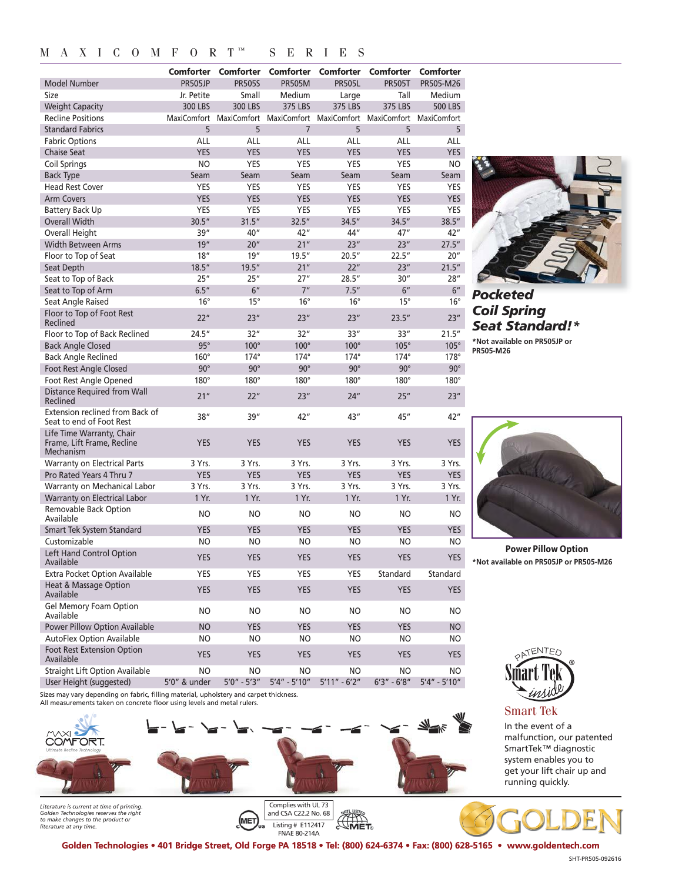## MAXICOMFORT™ SERIES

| | Comforter | Comforter | Comforter | Comforter | Comforter | Comforter |
|---|---|---|---|---|---|---|
| Model Number | PR505JP | PR505S | PR505M | PR505L | PR505T | PR505-M26 |
| Size | Jr. Petite | Small | Medium | Large | Tall | Medium |
| Weight Capacity | 300 LBS | 300 LBS | 375 LBS | 375 LBS | 375 LBS | 500 LBS |
| Recline Positions | MaxiComfort | MaxiComfort | MaxiComfort | MaxiComfort | MaxiComfort | MaxiComfort |
| Standard Fabrics | 5 | 5 | 7 | 5 | 5 | 5 |
| Fabric Options | ALL | ALL | ALL | ALL | ALL | ALL |
| Chaise Seat | YES | YES | YES | YES | YES | YES |
| Coil Springs | NO | YES | YES | YES | YES | NO |
| Back Type | Seam | Seam | Seam | Seam | Seam | Seam |
| Head Rest Cover | YES | YES | YES | YES | YES | YES |
| Arm Covers | YES | YES | YES | YES | YES | YES |
| Battery Back Up | YES | YES | YES | YES | YES | YES |
| Overall Width | 30.5" | 31.5" | 32.5" | 34.5" | 34.5" | 38.5" |
| Overall Height | 39" | 40" | 42" | 44" | 47" | 42" |
| Width Between Arms | 19" | 20" | 21" | 23" | 23" | 27.5" |
| Floor to Top of Seat | 18" | 19" | 19.5" | 20.5" | 22.5" | 20" |
| Seat Depth | 18.5" | 19.5" | 21" | 22" | 23" | 21.5" |
| Seat to Top of Back | 25" | 25" | 27" | 28.5" | 30" | 28" |
| Seat to Top of Arm | 6.5" | 6" | 7" | 7.5" | 6" | 6" |
| Seat Angle Raised | 16° | 15° | 16° | 16° | 15° | 16° |
| Floor to Top of Foot Rest Reclined | 22" | 23" | 23" | 23" | 23.5" | 23" |
| Floor to Top of Back Reclined | 24.5" | 32" | 32" | 33" | 33" | 21.5" |
| Back Angle Closed | 95° | 100° | 100° | 100° | 105° | 105° |
| Back Angle Reclined | 160° | 174° | 174° | 174° | 174° | 178° |
| Foot Rest Angle Closed | 90° | 90° | 90° | 90° | 90° | 90° |
| Foot Rest Angle Opened | 180° | 180° | 180° | 180° | 180° | 180° |
| Distance Required from Wall Reclined | 21" | 22" | 23" | 24" | 25" | 23" |
| Extension reclined from Back of Seat to end of Foot Rest | 38" | 39" | 42" | 43" | 45" | 42" |
| Life Time Warranty, Chair Frame, Lift Frame, Recline Mechanism | YES | YES | YES | YES | YES | YES |
| Warranty on Electrical Parts | 3 Yrs. | 3 Yrs. | 3 Yrs. | 3 Yrs. | 3 Yrs. | 3 Yrs. |
| Pro Rated Years 4 Thru 7 | YES | YES | YES | YES | YES | YES |
| Warranty on Mechanical Labor | 3 Yrs. | 3 Yrs. | 3 Yrs. | 3 Yrs. | 3 Yrs. | 3 Yrs. |
| Warranty on Electrical Labor | 1 Yr. | 1 Yr. | 1 Yr. | 1 Yr. | 1 Yr. | 1 Yr. |
| Removable Back Option Available | NO | NO | NO | NO | NO | NO |
| Smart Tek System Standard | YES | YES | YES | YES | YES | YES |
| Customizable | NO | NO | NO | NO | NO | NO |
| Left Hand Control Option Available | YES | YES | YES | YES | YES | YES |
| Extra Pocket Option Available | YES | YES | YES | YES | Standard | Standard |
| Heat & Massage Option Available | YES | YES | YES | YES | YES | YES |
| Gel Memory Foam Option Available | NO | NO | NO | NO | NO | NO |
| Power Pillow Option Available | NO | YES | YES | YES | YES | NO |
| AutoFlex Option Available | NO | NO | NO | NO | NO | NO |
| Foot Rest Extension Option Available | YES | YES | YES | YES | YES | YES |
| Straight Lift Option Available | NO | NO | NO | NO | NO | NO |
| User Height (suggested) | 5'0" & under | 5'0" - 5'3" | 5'4" - 5'10" | 5'11" - 6'2" | 6'3" - 6'8" | 5'4" - 5'10" |

Sizes may vary depending on fabric, filling material, upholstery and carpet thickness.
All measurements taken on concrete floor using levels and metal rulers.

***Pocketed Coil Spring Seat Standard!****

***Not available on PR505JP or PR505-M26**

**Power Pillow Option**

***Not available on PR505JP or PR505-M26**

### Smart Tek

In the event of a malfunction, our patented SmartTek™ diagnostic system enables you to get your lift chair up and running quickly.

*Literature is current at time of printing. Golden Technologies reserves the right to make changes to the product or literature at any time.*

Complies with UL 73 and CSA C22.2 No. 68

Listing # E112417
FNAE 80-214A

**Golden Technologies • 401 Bridge Street, Old Forge PA 18518 • Tel: (800) 624-6374 • Fax: (800) 628-5165 • www.goldentech.com**

SHT-PR505-092616